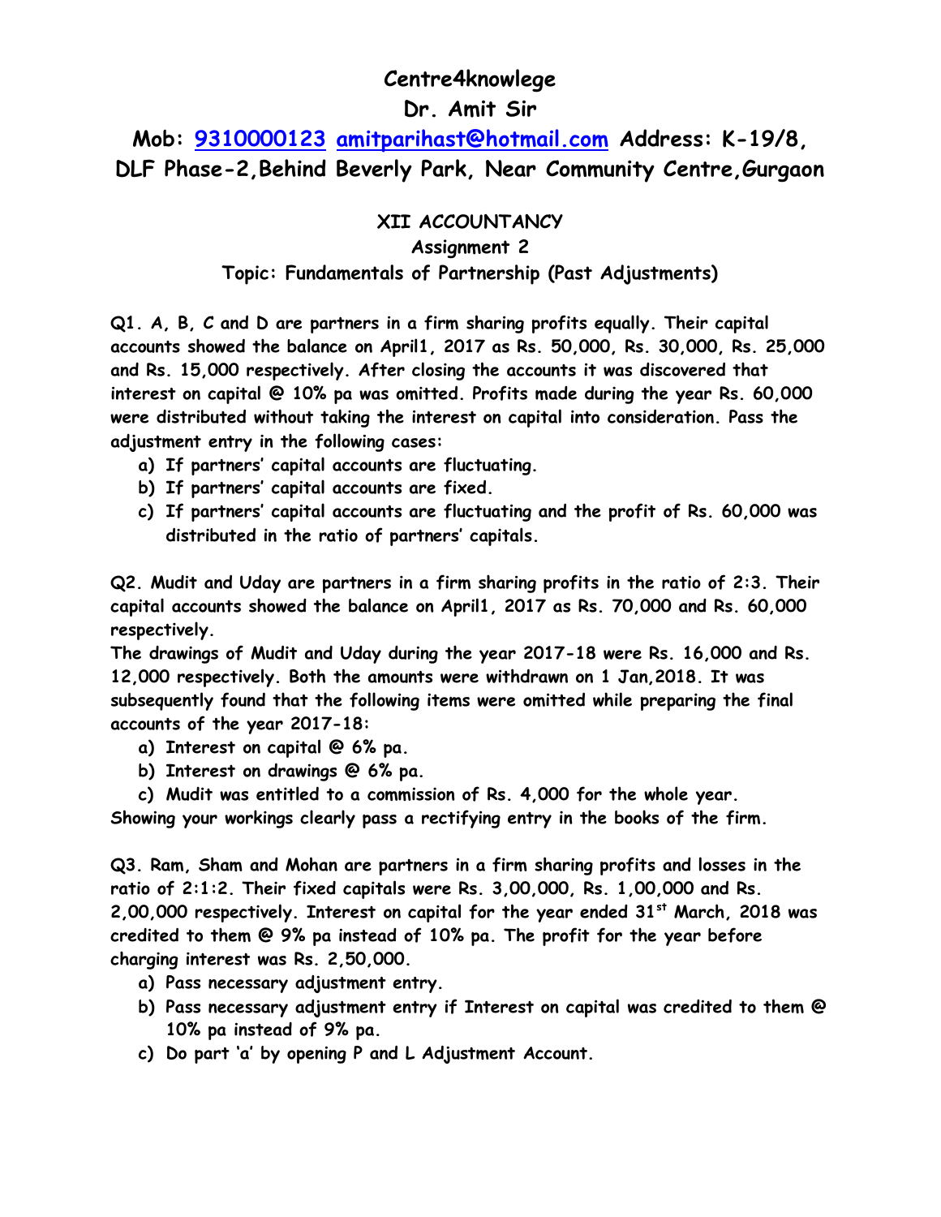# Centre4knowlege

## Dr. Amit Sir

## Mob: 9310000123 amitparihast@hotmail.com Address: K-19/8, DLF Phase-2,Behind Beverly Park, Near Community Centre,Gurgaon

### XII ACCOUNTANCY

### Assignment 2

### Topic: Fundamentals of Partnership (Past Adjustments)

**Q1. A, B, C and D are partners in a firm sharing profits equally. Their capital accounts showed the balance on April1, 2017 as Rs. 50,000, Rs. 30,000, Rs. 25,000 and Rs. 15,000 respectively. After closing the accounts it was discovered that interest on capital @ 10% pa was omitted. Profits made during the year Rs. 60,000 were distributed without taking the interest on capital into consideration. Pass the adjustment entry in the following cases:**

a) **If partners' capital accounts are fluctuating.**
b) **If partners' capital accounts are fixed.**
c) **If partners' capital accounts are fluctuating and the profit of Rs. 60,000 was distributed in the ratio of partners' capitals.**

**Q2. Mudit and Uday are partners in a firm sharing profits in the ratio of 2:3. Their capital accounts showed the balance on April1, 2017 as Rs. 70,000 and Rs. 60,000 respectively.**

**The drawings of Mudit and Uday during the year 2017-18 were Rs. 16,000 and Rs. 12,000 respectively. Both the amounts were withdrawn on 1 Jan,2018. It was subsequently found that the following items were omitted while preparing the final accounts of the year 2017-18:**

a) **Interest on capital @ 6% pa.**
b) **Interest on drawings @ 6% pa.**
c) **Mudit was entitled to a commission of Rs. 4,000 for the whole year.**

**Showing your workings clearly pass a rectifying entry in the books of the firm.**

**Q3. Ram, Sham and Mohan are partners in a firm sharing profits and losses in the ratio of 2:1:2. Their fixed capitals were Rs. 3,00,000, Rs. 1,00,000 and Rs. 2,00,000 respectively. Interest on capital for the year ended 31st March, 2018 was credited to them @ 9% pa instead of 10% pa. The profit for the year before charging interest was Rs. 2,50,000.**

a) **Pass necessary adjustment entry.**
b) **Pass necessary adjustment entry if Interest on capital was credited to them @ 10% pa instead of 9% pa.**
c) **Do part 'a' by opening P and L Adjustment Account.**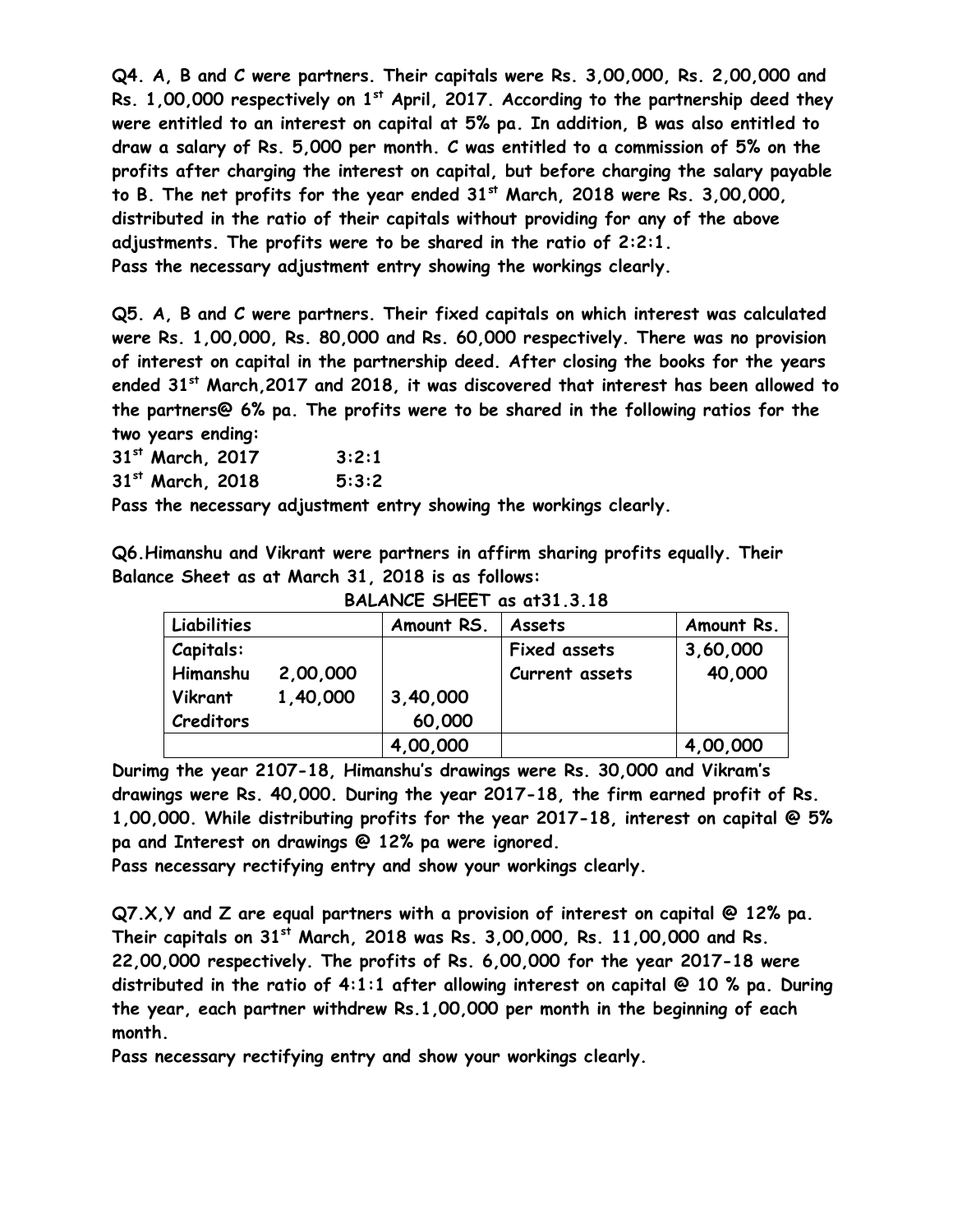**Q4. A, B and C were partners. Their capitals were Rs. 3,00,000, Rs. 2,00,000 and Rs. 1,00,000 respectively on 1st April, 2017. According to the partnership deed they were entitled to an interest on capital at 5% pa. In addition, B was also entitled to draw a salary of Rs. 5,000 per month. C was entitled to a commission of 5% on the profits after charging the interest on capital, but before charging the salary payable to B. The net profits for the year ended 31st March, 2018 were Rs. 3,00,000, distributed in the ratio of their capitals without providing for any of the above adjustments. The profits were to be shared in the ratio of 2:2:1.**
**Pass the necessary adjustment entry showing the workings clearly.**

**Q5. A, B and C were partners. Their fixed capitals on which interest was calculated were Rs. 1,00,000, Rs. 80,000 and Rs. 60,000 respectively. There was no provision of interest on capital in the partnership deed. After closing the books for the years ended 31st March,2017 and 2018, it was discovered that interest has been allowed to the partners@ 6% pa. The profits were to be shared in the following ratios for the two years ending:**

**31st March, 2017 3:2:1**
**31st March, 2018 5:3:2**

**Pass the necessary adjustment entry showing the workings clearly.**

**Q6.Himanshu and Vikrant were partners in affirm sharing profits equally. Their Balance Sheet as at March 31, 2018 is as follows:**

**BALANCE SHEET as at31.3.18**

| Liabilities | | Amount RS. | Assets | Amount Rs. |
|---|---|---|---|---|
| Capitals: | | | Fixed assets | 3,60,000 |
| Himanshu | 2,00,000 | | Current assets | 40,000 |
| Vikrant | 1,40,000 | 3,40,000 | | |
| Creditors | | 60,000 | | |
| | | 4,00,000 | | 4,00,000 |

**Durimg the year 2107-18, Himanshu's drawings were Rs. 30,000 and Vikram's drawings were Rs. 40,000. During the year 2017-18, the firm earned profit of Rs. 1,00,000. While distributing profits for the year 2017-18, interest on capital @ 5% pa and Interest on drawings @ 12% pa were ignored.**
**Pass necessary rectifying entry and show your workings clearly.**

**Q7.X,Y and Z are equal partners with a provision of interest on capital @ 12% pa. Their capitals on 31st March, 2018 was Rs. 3,00,000, Rs. 11,00,000 and Rs. 22,00,000 respectively. The profits of Rs. 6,00,000 for the year 2017-18 were distributed in the ratio of 4:1:1 after allowing interest on capital @ 10 % pa. During the year, each partner withdrew Rs.1,00,000 per month in the beginning of each month.**
**Pass necessary rectifying entry and show your workings clearly.**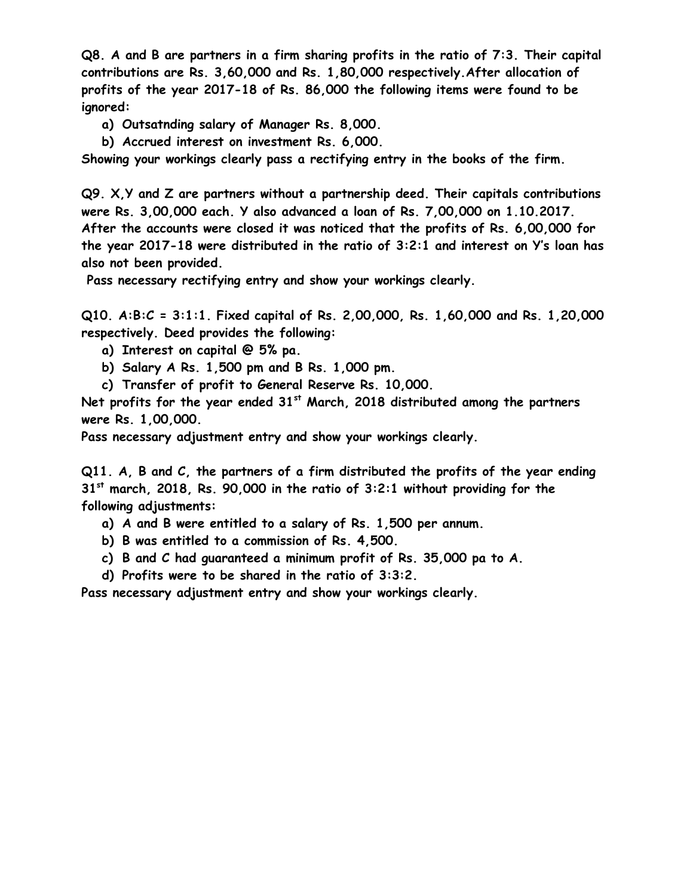**Q8. A and B are partners in a firm sharing profits in the ratio of 7:3. Their capital contributions are Rs. 3,60,000 and Rs. 1,80,000 respectively.After allocation of profits of the year 2017-18 of Rs. 86,000 the following items were found to be ignored:**

a) **Outsatnding salary of Manager Rs. 8,000.**
b) **Accrued interest on investment Rs. 6,000.**

**Showing your workings clearly pass a rectifying entry in the books of the firm.**

**Q9. X,Y and Z are partners without a partnership deed. Their capitals contributions were Rs. 3,00,000 each. Y also advanced a loan of Rs. 7,00,000 on 1.10.2017. After the accounts were closed it was noticed that the profits of Rs. 6,00,000 for the year 2017-18 were distributed in the ratio of 3:2:1 and interest on Y's loan has also not been provided.**

**Pass necessary rectifying entry and show your workings clearly.**

**Q10. A:B:C = 3:1:1. Fixed capital of Rs. 2,00,000, Rs. 1,60,000 and Rs. 1,20,000 respectively. Deed provides the following:**

a) **Interest on capital @ 5% pa.**
b) **Salary A Rs. 1,500 pm and B Rs. 1,000 pm.**
c) **Transfer of profit to General Reserve Rs. 10,000.**

**Net profits for the year ended 31st March, 2018 distributed among the partners were Rs. 1,00,000.**

**Pass necessary adjustment entry and show your workings clearly.**

**Q11. A, B and C, the partners of a firm distributed the profits of the year ending 31st march, 2018, Rs. 90,000 in the ratio of 3:2:1 without providing for the following adjustments:**

a) **A and B were entitled to a salary of Rs. 1,500 per annum.**
b) **B was entitled to a commission of Rs. 4,500.**
c) **B and C had guaranteed a minimum profit of Rs. 35,000 pa to A.**
d) **Profits were to be shared in the ratio of 3:3:2.**

**Pass necessary adjustment entry and show your workings clearly.**